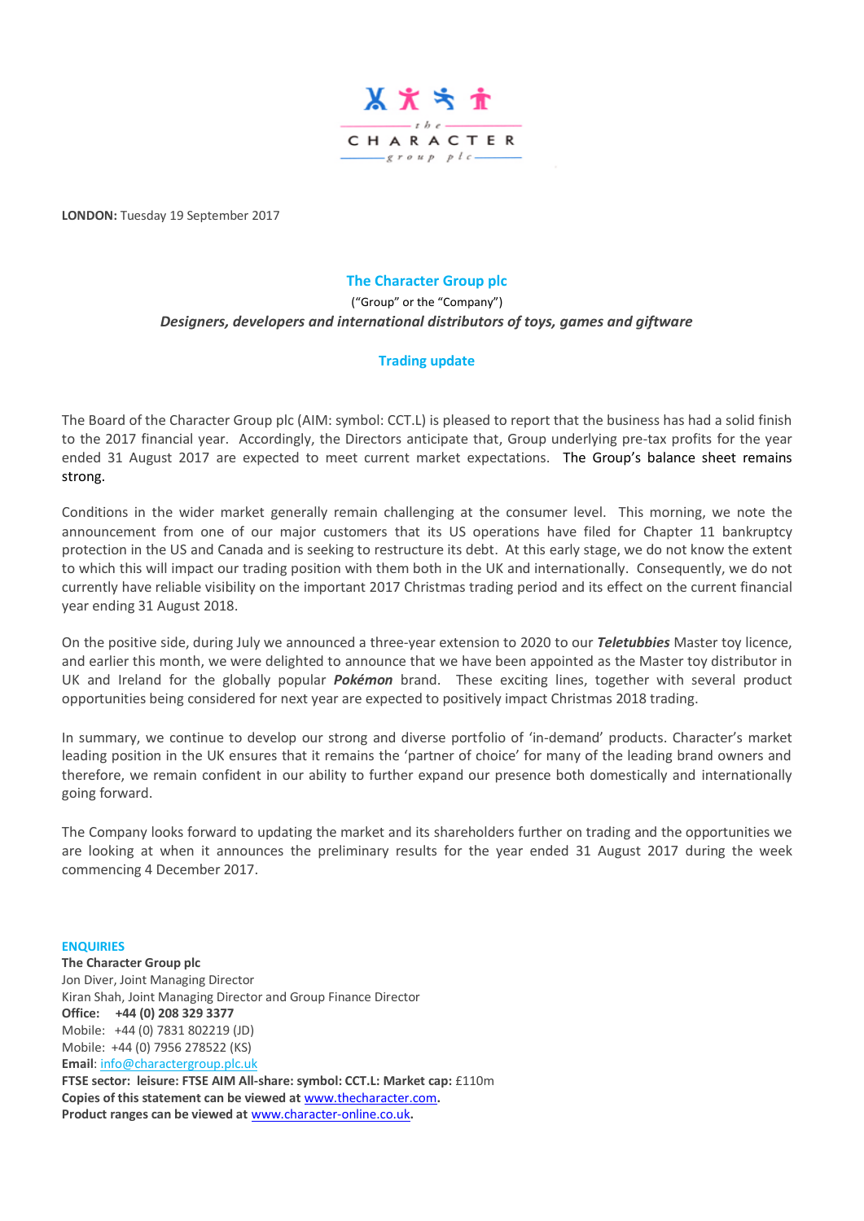**LONDON:** Tuesday 19 September 2017

## The Character Group plc

("Group" or the "Company")

***Designers, developers and international distributors of toys, games and giftware***

### Trading update

The Board of the Character Group plc (AIM: symbol: CCT.L) is pleased to report that the business has had a solid finish to the 2017 financial year. Accordingly, the Directors anticipate that, Group underlying pre-tax profits for the year ended 31 August 2017 are expected to meet current market expectations. The Group's balance sheet remains strong.

Conditions in the wider market generally remain challenging at the consumer level. This morning, we note the announcement from one of our major customers that its US operations have filed for Chapter 11 bankruptcy protection in the US and Canada and is seeking to restructure its debt. At this early stage, we do not know the extent to which this will impact our trading position with them both in the UK and internationally. Consequently, we do not currently have reliable visibility on the important 2017 Christmas trading period and its effect on the current financial year ending 31 August 2018.

On the positive side, during July we announced a three-year extension to 2020 to our ***Teletubbies*** Master toy licence, and earlier this month, we were delighted to announce that we have been appointed as the Master toy distributor in UK and Ireland for the globally popular ***Pokémon*** brand. These exciting lines, together with several product opportunities being considered for next year are expected to positively impact Christmas 2018 trading.

In summary, we continue to develop our strong and diverse portfolio of 'in-demand' products. Character's market leading position in the UK ensures that it remains the 'partner of choice' for many of the leading brand owners and therefore, we remain confident in our ability to further expand our presence both domestically and internationally going forward.

The Company looks forward to updating the market and its shareholders further on trading and the opportunities we are looking at when it announces the preliminary results for the year ended 31 August 2017 during the week commencing 4 December 2017.

**ENQUIRIES**

**The Character Group plc**
Jon Diver, Joint Managing Director
Kiran Shah, Joint Managing Director and Group Finance Director
**Office: +44 (0) 208 329 3377**
Mobile: +44 (0) 7831 802219 (JD)
Mobile: +44 (0) 7956 278522 (KS)
**Email**: info@charactergroup.plc.uk
**FTSE sector: leisure: FTSE AIM All-share: symbol: CCT.L: Market cap:** £110m
**Copies of this statement can be viewed at** www.thecharacter.com**.**
**Product ranges can be viewed at** www.character-online.co.uk**.**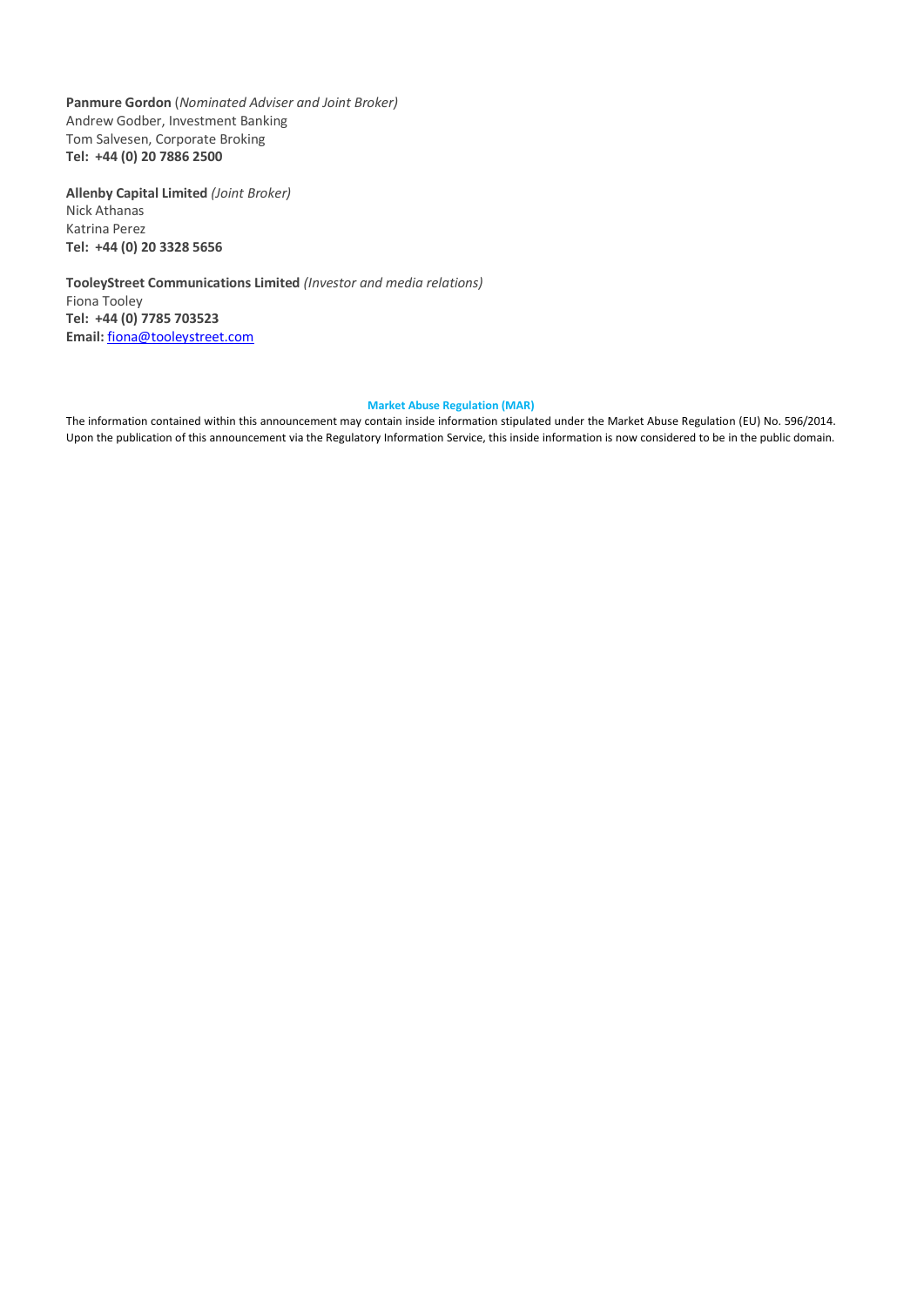**Panmure Gordon** (*Nominated Adviser and Joint Broker*)
Andrew Godber, Investment Banking
Tom Salvesen, Corporate Broking
**Tel: +44 (0) 20 7886 2500**

**Allenby Capital Limited** *(Joint Broker)*
Nick Athanas
Katrina Perez
**Tel: +44 (0) 20 3328 5656**

**TooleyStreet Communications Limited** *(Investor and media relations)*
Fiona Tooley
**Tel: +44 (0) 7785 703523**
**Email:** fiona@tooleystreet.com

**Market Abuse Regulation (MAR)**

The information contained within this announcement may contain inside information stipulated under the Market Abuse Regulation (EU) No. 596/2014. Upon the publication of this announcement via the Regulatory Information Service, this inside information is now considered to be in the public domain.